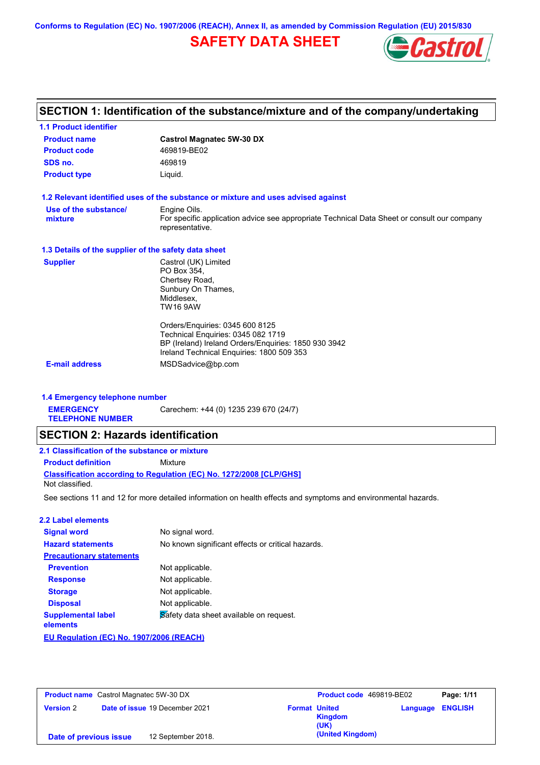Conforms to Regulation (EC) No. 1907/2006 (REACH), Annex II, as amended by Commission Regulation (EU) 2015/830

# SAFETY DATA SHEET

## SECTION 1: Identification of the substance/mixture and of the company/undertaking

### 1.1 Product identifier

| | |
|---|---|
| **Product name** | **Castrol Magnatec 5W-30 DX** |
| **Product code** | 469819-BE02 |
| **SDS no.** | 469819 |
| **Product type** | Liquid. |

### 1.2 Relevant identified uses of the substance or mixture and uses advised against

**Use of the substance/ mixture**
Engine Oils.
For specific application advice see appropriate Technical Data Sheet or consult our company representative.

### 1.3 Details of the supplier of the safety data sheet

**Supplier**
Castrol (UK) Limited
PO Box 354,
Chertsey Road,
Sunbury On Thames,
Middlesex,
TW16 9AW

Orders/Enquiries: 0345 600 8125
Technical Enquiries: 0345 082 1719
BP (Ireland) Ireland Orders/Enquiries: 1850 930 3942
Ireland Technical Enquiries: 1800 509 353

**E-mail address** MSDSadvice@bp.com

### 1.4 Emergency telephone number

**EMERGENCY TELEPHONE NUMBER** Carechem: +44 (0) 1235 239 670 (24/7)

## SECTION 2: Hazards identification

### 2.1 Classification of the substance or mixture

**Product definition** Mixture

**Classification according to Regulation (EC) No. 1272/2008 [CLP/GHS]**
Not classified.

See sections 11 and 12 for more detailed information on health effects and symptoms and environmental hazards.

### 2.2 Label elements

| | |
|---|---|
| **Signal word** | No signal word. |
| **Hazard statements** | No known significant effects or critical hazards. |
| **Precautionary statements** | |
| **Prevention** | Not applicable. |
| **Response** | Not applicable. |
| **Storage** | Not applicable. |
| **Disposal** | Not applicable. |
| **Supplemental label elements** | Safety data sheet available on request. |

**EU Regulation (EC) No. 1907/2006 (REACH)**

| | | | |
|---|---|---|---|
| **Product name** Castrol Magnatec 5W-30 DX | **Product code** 469819-BE02 | | |
| **Version** 2 | **Date of issue** 19 December 2021 | **Format** United Kingdom (UK) (United Kingdom) | **Language** ENGLISH |
| **Date of previous issue** | 12 September 2018. | | |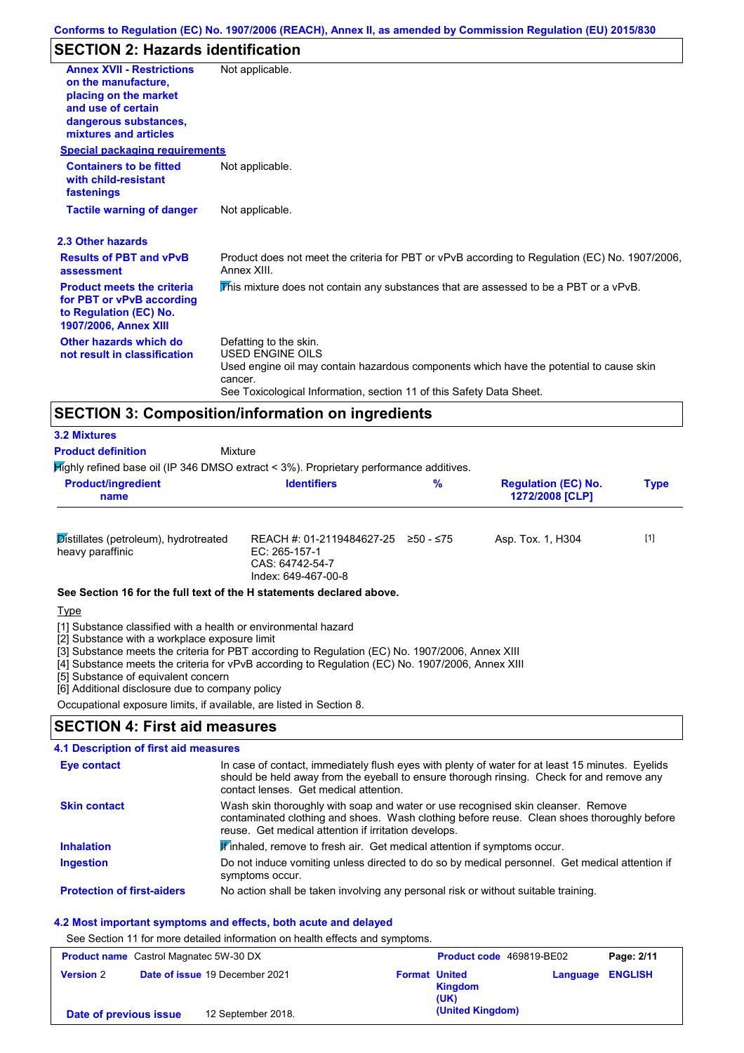## SECTION 2: Hazards identification

| | |
|---|---|
| **Annex XVII - Restrictions on the manufacture, placing on the market and use of certain dangerous substances, mixtures and articles** | Not applicable. |

**Special packaging requirements**

| | |
|---|---|
| **Containers to be fitted with child-resistant fastenings** | Not applicable. |
| **Tactile warning of danger** | Not applicable. |

### 2.3 Other hazards

| | |
|---|---|
| **Results of PBT and vPvB assessment** | Product does not meet the criteria for PBT or vPvB according to Regulation (EC) No. 1907/2006, Annex XIII. |
| **Product meets the criteria for PBT or vPvB according to Regulation (EC) No. 1907/2006, Annex XIII** | This mixture does not contain any substances that are assessed to be a PBT or a vPvB. |
| **Other hazards which do not result in classification** | Defatting to the skin.<br>USED ENGINE OILS<br>Used engine oil may contain hazardous components which have the potential to cause skin cancer.<br>See Toxicological Information, section 11 of this Safety Data Sheet. |

## SECTION 3: Composition/information on ingredients

### 3.2 Mixtures

**Product definition** Mixture

Highly refined base oil (IP 346 DMSO extract < 3%). Proprietary performance additives.

| Product/ingredient name | Identifiers | % | Regulation (EC) No. 1272/2008 [CLP] | Type |
|---|---|---|---|---|
| Distillates (petroleum), hydrotreated heavy paraffinic | REACH #: 01-2119484627-25<br>EC: 265-157-1<br>CAS: 64742-54-7<br>Index: 649-467-00-8 | ≥50 - ≤75 | Asp. Tox. 1, H304 | [1] |

**See Section 16 for the full text of the H statements declared above.**

Type

[1] Substance classified with a health or environmental hazard
[2] Substance with a workplace exposure limit
[3] Substance meets the criteria for PBT according to Regulation (EC) No. 1907/2006, Annex XIII
[4] Substance meets the criteria for vPvB according to Regulation (EC) No. 1907/2006, Annex XIII
[5] Substance of equivalent concern
[6] Additional disclosure due to company policy

Occupational exposure limits, if available, are listed in Section 8.

## SECTION 4: First aid measures

### 4.1 Description of first aid measures

| | |
|---|---|
| **Eye contact** | In case of contact, immediately flush eyes with plenty of water for at least 15 minutes. Eyelids should be held away from the eyeball to ensure thorough rinsing. Check for and remove any contact lenses. Get medical attention. |
| **Skin contact** | Wash skin thoroughly with soap and water or use recognised skin cleanser. Remove contaminated clothing and shoes. Wash clothing before reuse. Clean shoes thoroughly before reuse. Get medical attention if irritation develops. |
| **Inhalation** | If inhaled, remove to fresh air. Get medical attention if symptoms occur. |
| **Ingestion** | Do not induce vomiting unless directed to do so by medical personnel. Get medical attention if symptoms occur. |
| **Protection of first-aiders** | No action shall be taken involving any personal risk or without suitable training. |

### 4.2 Most important symptoms and effects, both acute and delayed

See Section 11 for more detailed information on health effects and symptoms.

| | | | |
|---|---|---|---|
| **Product name** Castrol Magnatec 5W-30 DX | | **Product code** 469819-BE02 | |
| **Version** 2 | **Date of issue** 19 December 2021 | **Format** United Kingdom (UK) (United Kingdom) | **Language** ENGLISH |
| **Date of previous issue** | 12 September 2018. | | |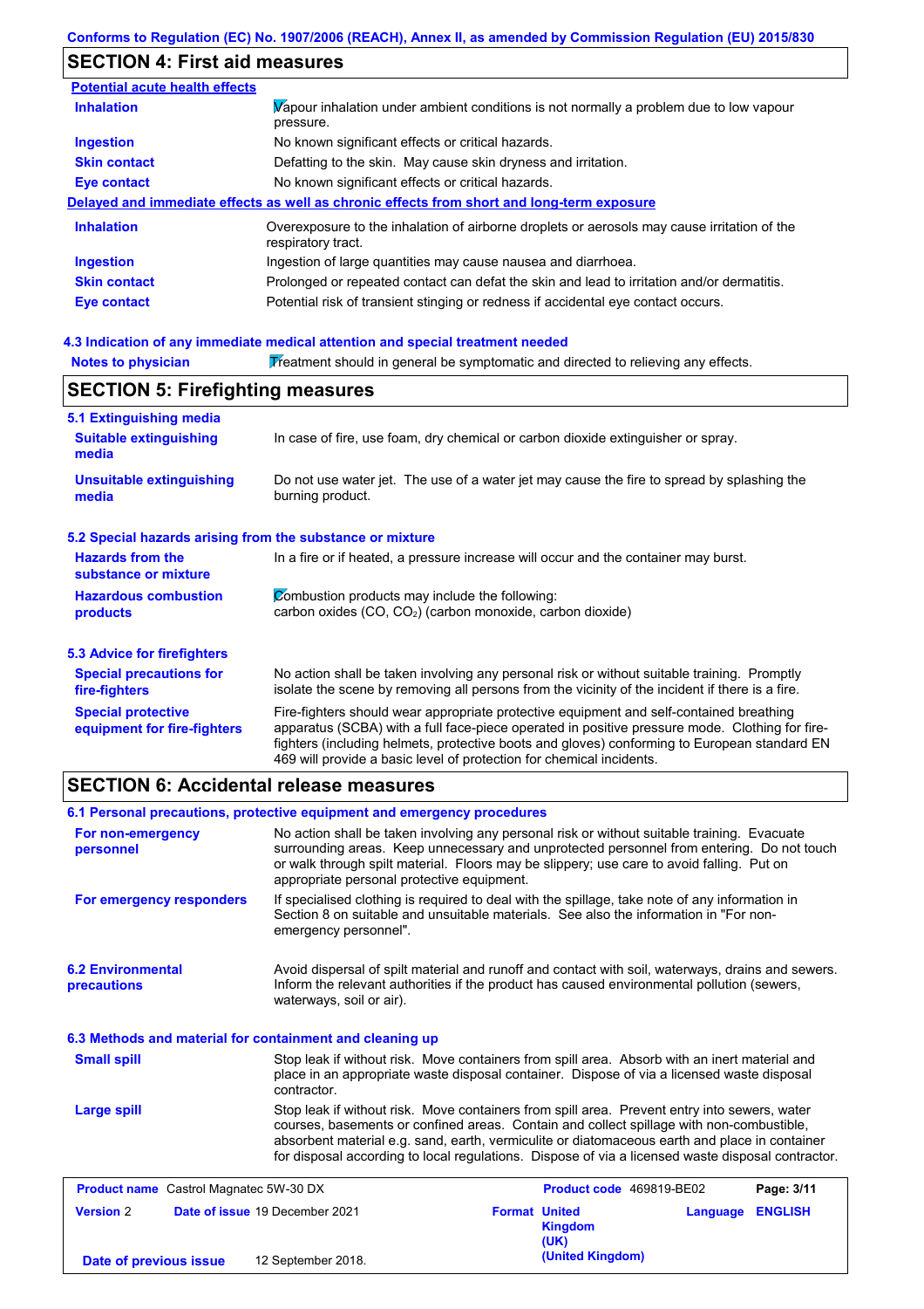Conforms to Regulation (EC) No. 1907/2006 (REACH), Annex II, as amended by Commission Regulation (EU) 2015/830

## SECTION 4: First aid measures

**Potential acute health effects**

| | |
|---|---|
| **Inhalation** | Vapour inhalation under ambient conditions is not normally a problem due to low vapour pressure. |
| **Ingestion** | No known significant effects or critical hazards. |
| **Skin contact** | Defatting to the skin. May cause skin dryness and irritation. |
| **Eye contact** | No known significant effects or critical hazards. |

**Delayed and immediate effects as well as chronic effects from short and long-term exposure**

| | |
|---|---|
| **Inhalation** | Overexposure to the inhalation of airborne droplets or aerosols may cause irritation of the respiratory tract. |
| **Ingestion** | Ingestion of large quantities may cause nausea and diarrhoea. |
| **Skin contact** | Prolonged or repeated contact can defat the skin and lead to irritation and/or dermatitis. |
| **Eye contact** | Potential risk of transient stinging or redness if accidental eye contact occurs. |

### 4.3 Indication of any immediate medical attention and special treatment needed

**Notes to physician** Treatment should in general be symptomatic and directed to relieving any effects.

## SECTION 5: Firefighting measures

### 5.1 Extinguishing media

| | |
|---|---|
| **Suitable extinguishing media** | In case of fire, use foam, dry chemical or carbon dioxide extinguisher or spray. |
| **Unsuitable extinguishing media** | Do not use water jet. The use of a water jet may cause the fire to spread by splashing the burning product. |

### 5.2 Special hazards arising from the substance or mixture

| | |
|---|---|
| **Hazards from the substance or mixture** | In a fire or if heated, a pressure increase will occur and the container may burst. |
| **Hazardous combustion products** | Combustion products may include the following: carbon oxides (CO, $CO_2$) (carbon monoxide, carbon dioxide) |

### 5.3 Advice for firefighters

| | |
|---|---|
| **Special precautions for fire-fighters** | No action shall be taken involving any personal risk or without suitable training. Promptly isolate the scene by removing all persons from the vicinity of the incident if there is a fire. |
| **Special protective equipment for fire-fighters** | Fire-fighters should wear appropriate protective equipment and self-contained breathing apparatus (SCBA) with a full face-piece operated in positive pressure mode. Clothing for fire-fighters (including helmets, protective boots and gloves) conforming to European standard EN 469 will provide a basic level of protection for chemical incidents. |

## SECTION 6: Accidental release measures

### 6.1 Personal precautions, protective equipment and emergency procedures

| | |
|---|---|
| **For non-emergency personnel** | No action shall be taken involving any personal risk or without suitable training. Evacuate surrounding areas. Keep unnecessary and unprotected personnel from entering. Do not touch or walk through spilt material. Floors may be slippery; use care to avoid falling. Put on appropriate personal protective equipment. |
| **For emergency responders** | If specialised clothing is required to deal with the spillage, take note of any information in Section 8 on suitable and unsuitable materials. See also the information in "For non-emergency personnel". |

| | |
|---|---|
| **6.2 Environmental precautions** | Avoid dispersal of spilt material and runoff and contact with soil, waterways, drains and sewers. Inform the relevant authorities if the product has caused environmental pollution (sewers, waterways, soil or air). |

### 6.3 Methods and material for containment and cleaning up

| | |
|---|---|
| **Small spill** | Stop leak if without risk. Move containers from spill area. Absorb with an inert material and place in an appropriate waste disposal container. Dispose of via a licensed waste disposal contractor. |
| **Large spill** | Stop leak if without risk. Move containers from spill area. Prevent entry into sewers, water courses, basements or confined areas. Contain and collect spillage with non-combustible, absorbent material e.g. sand, earth, vermiculite or diatomaceous earth and place in container for disposal according to local regulations. Dispose of via a licensed waste disposal contractor. |

| | | | |
|---|---|---|---|
| **Product name** Castrol Magnatec 5W-30 DX | | **Product code** 469819-BE02 | |
| **Version** 2 | **Date of issue** 19 December 2021 | **Format** United Kingdom (UK) (United Kingdom) | **Language** ENGLISH |
| **Date of previous issue** | 12 September 2018. | | |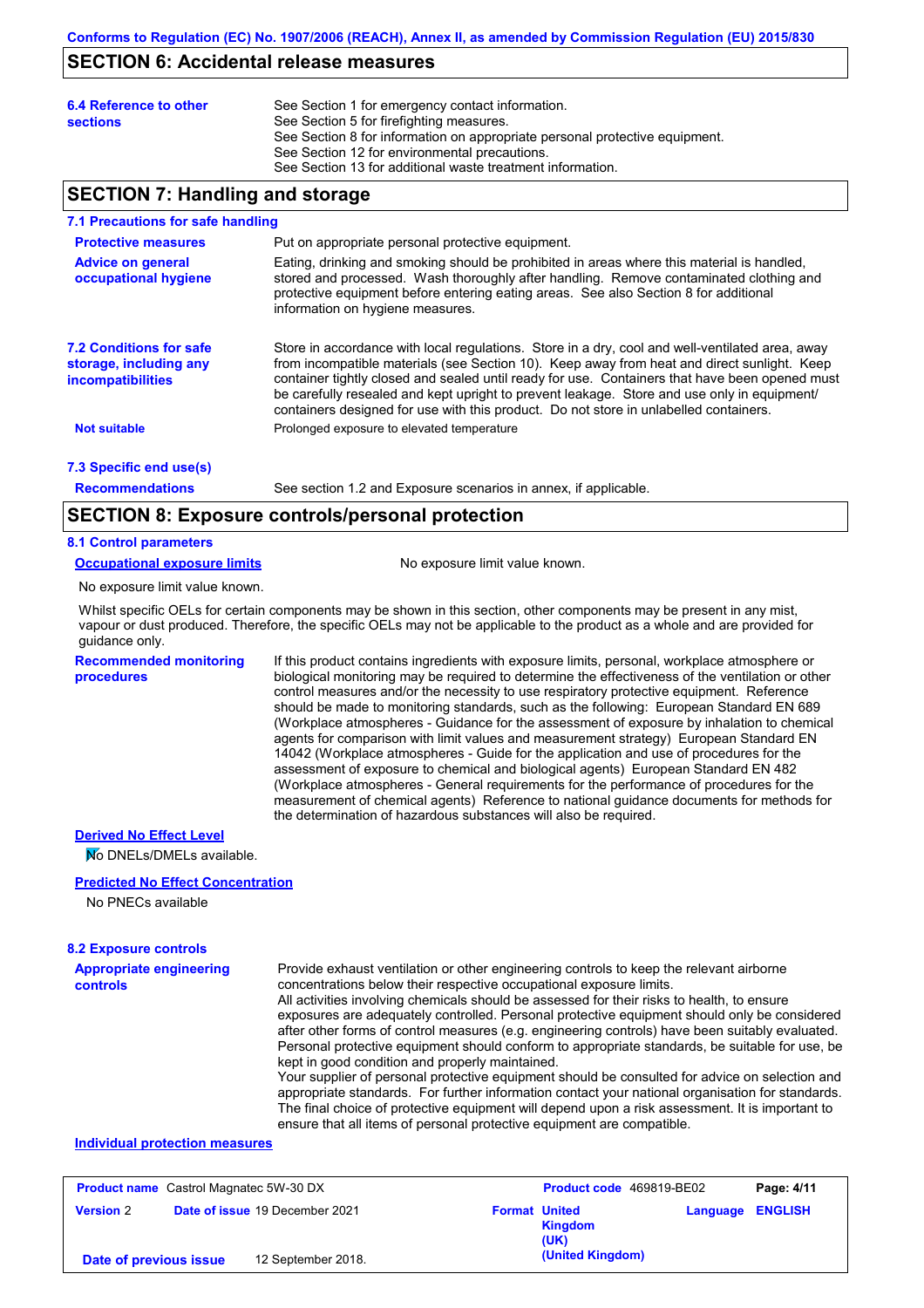## SECTION 6: Accidental release measures

**6.4 Reference to other sections**

See Section 1 for emergency contact information.
See Section 5 for firefighting measures.
See Section 8 for information on appropriate personal protective equipment.
See Section 12 for environmental precautions.
See Section 13 for additional waste treatment information.

## SECTION 7: Handling and storage

### 7.1 Precautions for safe handling

**Protective measures**

Put on appropriate personal protective equipment.

**Advice on general occupational hygiene**

Eating, drinking and smoking should be prohibited in areas where this material is handled, stored and processed. Wash thoroughly after handling. Remove contaminated clothing and protective equipment before entering eating areas. See also Section 8 for additional information on hygiene measures.

### 7.2 Conditions for safe storage, including any incompatibilities

Store in accordance with local regulations. Store in a dry, cool and well-ventilated area, away from incompatible materials (see Section 10). Keep away from heat and direct sunlight. Keep container tightly closed and sealed until ready for use. Containers that have been opened must be carefully resealed and kept upright to prevent leakage. Store and use only in equipment/ containers designed for use with this product. Do not store in unlabelled containers.

**Not suitable**

Prolonged exposure to elevated temperature

### 7.3 Specific end use(s)

**Recommendations**

See section 1.2 and Exposure scenarios in annex, if applicable.

## SECTION 8: Exposure controls/personal protection

### 8.1 Control parameters

**Occupational exposure limits**

No exposure limit value known.

No exposure limit value known.

Whilst specific OELs for certain components may be shown in this section, other components may be present in any mist, vapour or dust produced. Therefore, the specific OELs may not be applicable to the product as a whole and are provided for guidance only.

**Recommended monitoring procedures**

If this product contains ingredients with exposure limits, personal, workplace atmosphere or biological monitoring may be required to determine the effectiveness of the ventilation or other control measures and/or the necessity to use respiratory protective equipment. Reference should be made to monitoring standards, such as the following: European Standard EN 689 (Workplace atmospheres - Guidance for the assessment of exposure by inhalation to chemical agents for comparison with limit values and measurement strategy) European Standard EN 14042 (Workplace atmospheres - Guide for the application and use of procedures for the assessment of exposure to chemical and biological agents) European Standard EN 482 (Workplace atmospheres - General requirements for the performance of procedures for the measurement of chemical agents) Reference to national guidance documents for methods for the determination of hazardous substances will also be required.

**Derived No Effect Level**

No DNELs/DMELs available.

**Predicted No Effect Concentration**

No PNECs available

### 8.2 Exposure controls

**Appropriate engineering controls**

Provide exhaust ventilation or other engineering controls to keep the relevant airborne concentrations below their respective occupational exposure limits.
All activities involving chemicals should be assessed for their risks to health, to ensure exposures are adequately controlled. Personal protective equipment should only be considered after other forms of control measures (e.g. engineering controls) have been suitably evaluated. Personal protective equipment should conform to appropriate standards, be suitable for use, be kept in good condition and properly maintained.
Your supplier of personal protective equipment should be consulted for advice on selection and appropriate standards. For further information contact your national organisation for standards. The final choice of protective equipment will depend upon a risk assessment. It is important to ensure that all items of personal protective equipment are compatible.

**Individual protection measures**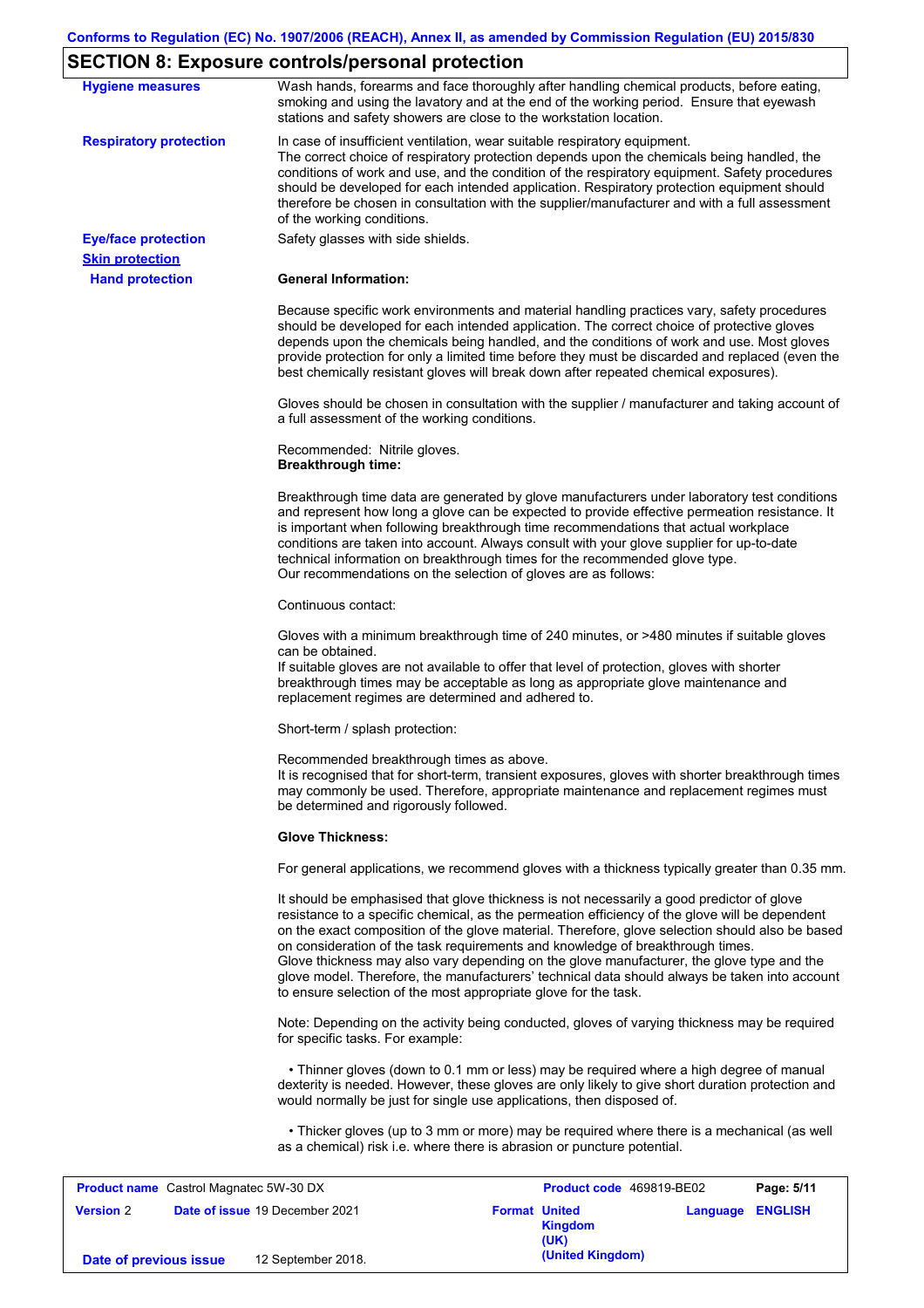## SECTION 8: Exposure controls/personal protection

**Hygiene measures**

Wash hands, forearms and face thoroughly after handling chemical products, before eating, smoking and using the lavatory and at the end of the working period. Ensure that eyewash stations and safety showers are close to the workstation location.

**Respiratory protection**

In case of insufficient ventilation, wear suitable respiratory equipment.
The correct choice of respiratory protection depends upon the chemicals being handled, the conditions of work and use, and the condition of the respiratory equipment. Safety procedures should be developed for each intended application. Respiratory protection equipment should therefore be chosen in consultation with the supplier/manufacturer and with a full assessment of the working conditions.

**Eye/face protection**

Safety glasses with side shields.

**Skin protection**

**Hand protection**

**General Information:**

Because specific work environments and material handling practices vary, safety procedures should be developed for each intended application. The correct choice of protective gloves depends upon the chemicals being handled, and the conditions of work and use. Most gloves provide protection for only a limited time before they must be discarded and replaced (even the best chemically resistant gloves will break down after repeated chemical exposures).

Gloves should be chosen in consultation with the supplier / manufacturer and taking account of a full assessment of the working conditions.

Recommended: Nitrile gloves.
**Breakthrough time:**

Breakthrough time data are generated by glove manufacturers under laboratory test conditions and represent how long a glove can be expected to provide effective permeation resistance. It is important when following breakthrough time recommendations that actual workplace conditions are taken into account. Always consult with your glove supplier for up-to-date technical information on breakthrough times for the recommended glove type.
Our recommendations on the selection of gloves are as follows:

Continuous contact:

Gloves with a minimum breakthrough time of 240 minutes, or >480 minutes if suitable gloves can be obtained.
If suitable gloves are not available to offer that level of protection, gloves with shorter breakthrough times may be acceptable as long as appropriate glove maintenance and replacement regimes are determined and adhered to.

Short-term / splash protection:

Recommended breakthrough times as above.
It is recognised that for short-term, transient exposures, gloves with shorter breakthrough times may commonly be used. Therefore, appropriate maintenance and replacement regimes must be determined and rigorously followed.

**Glove Thickness:**

For general applications, we recommend gloves with a thickness typically greater than 0.35 mm.

It should be emphasised that glove thickness is not necessarily a good predictor of glove resistance to a specific chemical, as the permeation efficiency of the glove will be dependent on the exact composition of the glove material. Therefore, glove selection should also be based on consideration of the task requirements and knowledge of breakthrough times.
Glove thickness may also vary depending on the glove manufacturer, the glove type and the glove model. Therefore, the manufacturers' technical data should always be taken into account to ensure selection of the most appropriate glove for the task.

Note: Depending on the activity being conducted, gloves of varying thickness may be required for specific tasks. For example:

• Thinner gloves (down to 0.1 mm or less) may be required where a high degree of manual dexterity is needed. However, these gloves are only likely to give short duration protection and would normally be just for single use applications, then disposed of.

• Thicker gloves (up to 3 mm or more) may be required where there is a mechanical (as well as a chemical) risk i.e. where there is abrasion or puncture potential.

| **Product name** Castrol Magnatec 5W-30 DX | | **Product code** 469819-BE02 | **Page: 5/11** |
|---|---|---|---|
| **Version** 2 | **Date of issue** 19 December 2021 | **Format United Kingdom (UK)** | **Language ENGLISH** |
| **Date of previous issue** | 12 September 2018. | **(United Kingdom)** | |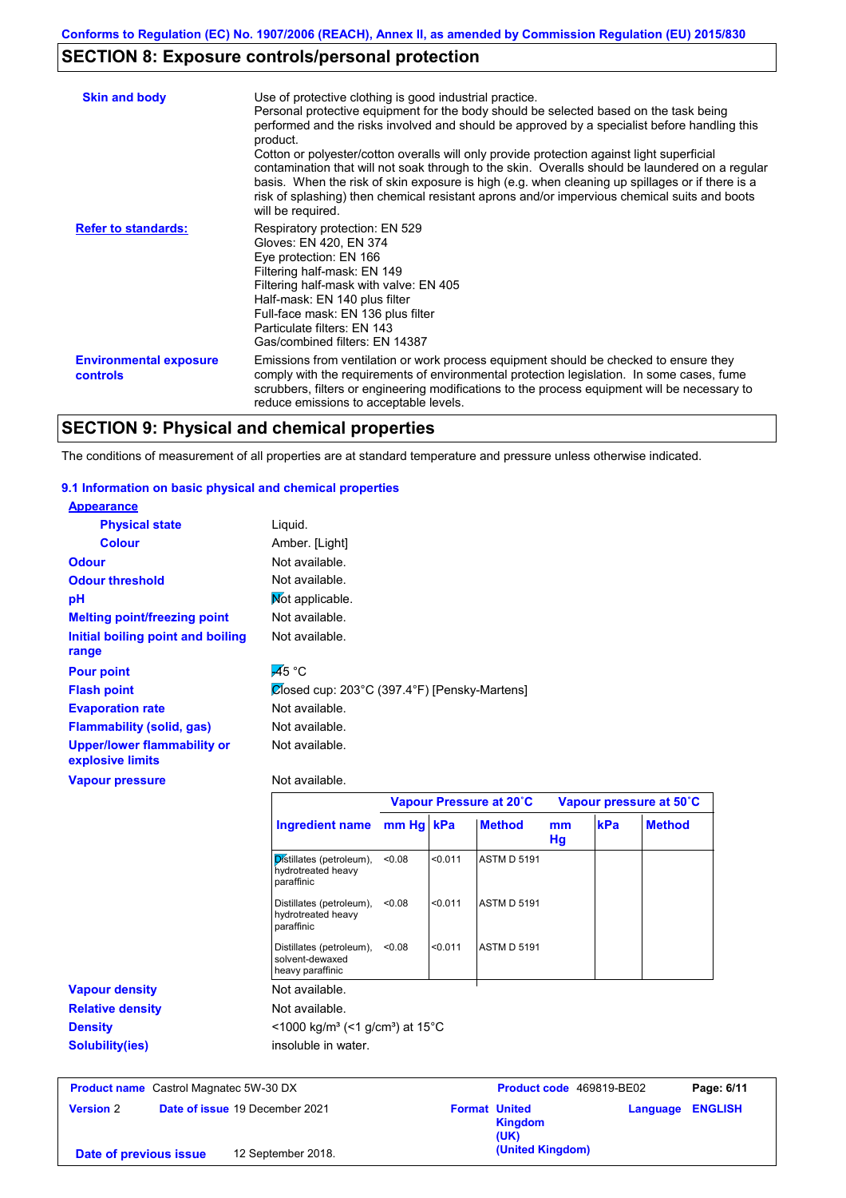Conforms to Regulation (EC) No. 1907/2006 (REACH), Annex II, as amended by Commission Regulation (EU) 2015/830

## SECTION 8: Exposure controls/personal protection

**Skin and body**

Use of protective clothing is good industrial practice.
Personal protective equipment for the body should be selected based on the task being performed and the risks involved and should be approved by a specialist before handling this product.
Cotton or polyester/cotton overalls will only provide protection against light superficial contamination that will not soak through to the skin. Overalls should be laundered on a regular basis. When the risk of skin exposure is high (e.g. when cleaning up spillages or if there is a risk of splashing) then chemical resistant aprons and/or impervious chemical suits and boots will be required.

**Refer to standards:**

Respiratory protection: EN 529
Gloves: EN 420, EN 374
Eye protection: EN 166
Filtering half-mask: EN 149
Filtering half-mask with valve: EN 405
Half-mask: EN 140 plus filter
Full-face mask: EN 136 plus filter
Particulate filters: EN 143
Gas/combined filters: EN 14387

**Environmental exposure controls**

Emissions from ventilation or work process equipment should be checked to ensure they comply with the requirements of environmental protection legislation. In some cases, fume scrubbers, filters or engineering modifications to the process equipment will be necessary to reduce emissions to acceptable levels.

## SECTION 9: Physical and chemical properties

The conditions of measurement of all properties are at standard temperature and pressure unless otherwise indicated.

### 9.1 Information on basic physical and chemical properties

**Appearance**

- **Physical state**: Liquid.
- **Colour**: Amber. [Light]

**Odour**: Not available.
**Odour threshold**: Not available.
**pH**: Not applicable.
**Melting point/freezing point**: Not available.
**Initial boiling point and boiling range**: Not available.
**Pour point**: -45 °C
**Flash point**: Closed cup: 203°C (397.4°F) [Pensky-Martens]
**Evaporation rate**: Not available.
**Flammability (solid, gas)**: Not available.
**Upper/lower flammability or explosive limits**: Not available.
**Vapour pressure**: Not available.

| | Vapour Pressure at 20˚C | | | Vapour pressure at 50˚C | | |
|---|---|---|---|---|---|---|
| Ingredient name | mm Hg | kPa | Method | mm Hg | kPa | Method |
| Distillates (petroleum), hydrotreated heavy paraffinic | <0.08 | <0.011 | ASTM D 5191 | | | |
| Distillates (petroleum), hydrotreated heavy paraffinic | <0.08 | <0.011 | ASTM D 5191 | | | |
| Distillates (petroleum), solvent-dewaxed heavy paraffinic | <0.08 | <0.011 | ASTM D 5191 | | | |

**Vapour density**: Not available.
**Relative density**: Not available.
**Density**: <1000 kg/m³ (<1 g/cm³) at 15°C
**Solubility(ies)**: insoluble in water.

| Product name | Castrol Magnatec 5W-30 DX | Product code | 469819-BE02 |
|---|---|---|---|
| Version | 2 | Date of issue | 19 December 2021 |
| Format | United Kingdom (UK) (United Kingdom) | Language | ENGLISH |
| Date of previous issue | 12 September 2018. | | |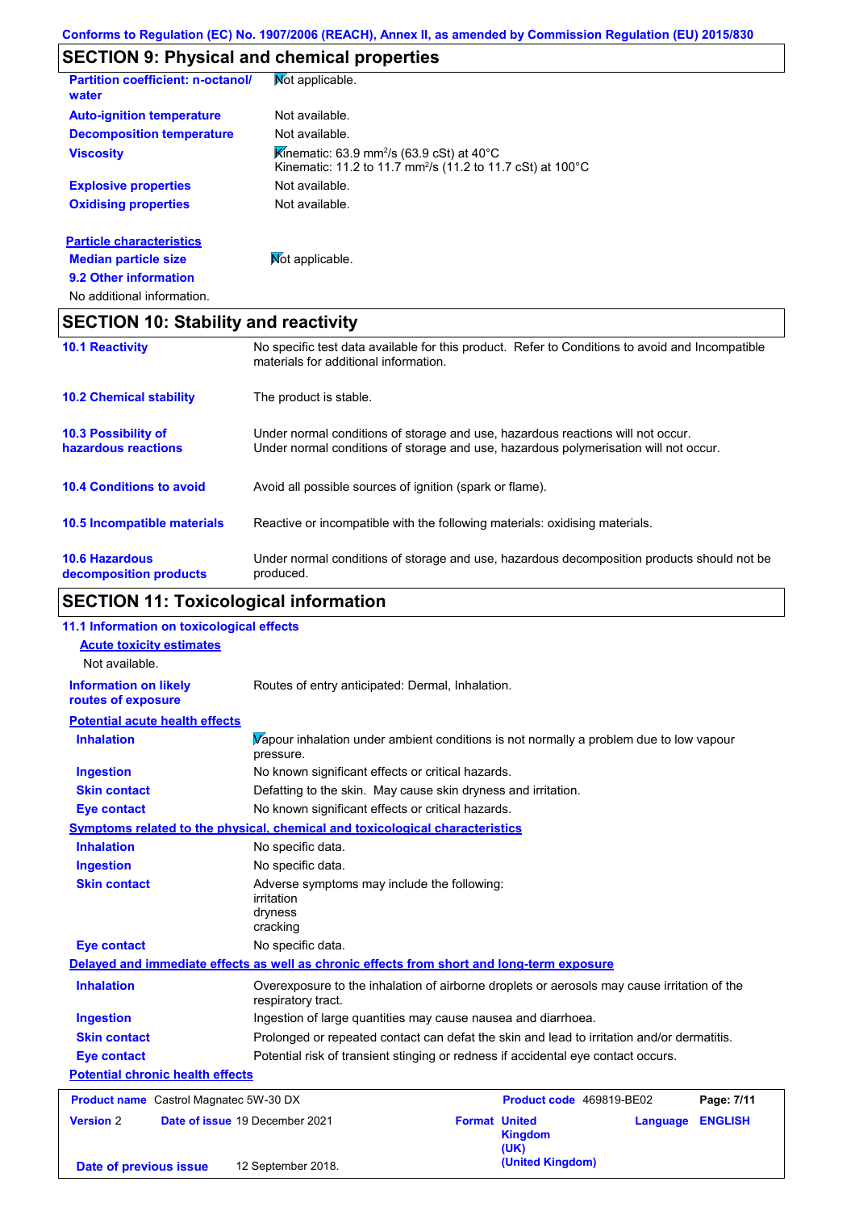## SECTION 9: Physical and chemical properties

| | |
|---|---|
| **Partition coefficient: n-octanol/ water** | Not applicable. |
| **Auto-ignition temperature** | Not available. |
| **Decomposition temperature** | Not available. |
| **Viscosity** | Kinematic: 63.9 $mm^2/s$ (63.9 cSt) at 40°C<br>Kinematic: 11.2 to 11.7 $mm^2/s$ (11.2 to 11.7 cSt) at 100°C |
| **Explosive properties** | Not available. |
| **Oxidising properties** | Not available. |

**Particle characteristics**

| | |
|---|---|
| **Median particle size** | Not applicable. |

**9.2 Other information**

No additional information.

## SECTION 10: Stability and reactivity

| | |
|---|---|
| **10.1 Reactivity** | No specific test data available for this product. Refer to Conditions to avoid and Incompatible materials for additional information. |
| **10.2 Chemical stability** | The product is stable. |
| **10.3 Possibility of hazardous reactions** | Under normal conditions of storage and use, hazardous reactions will not occur.<br>Under normal conditions of storage and use, hazardous polymerisation will not occur. |
| **10.4 Conditions to avoid** | Avoid all possible sources of ignition (spark or flame). |
| **10.5 Incompatible materials** | Reactive or incompatible with the following materials: oxidising materials. |
| **10.6 Hazardous decomposition products** | Under normal conditions of storage and use, hazardous decomposition products should not be produced. |

## SECTION 11: Toxicological information

**11.1 Information on toxicological effects**

**Acute toxicity estimates**

Not available.

| | |
|---|---|
| **Information on likely routes of exposure** | Routes of entry anticipated: Dermal, Inhalation. |

**Potential acute health effects**

| | |
|---|---|
| **Inhalation** | Vapour inhalation under ambient conditions is not normally a problem due to low vapour pressure. |
| **Ingestion** | No known significant effects or critical hazards. |
| **Skin contact** | Defatting to the skin. May cause skin dryness and irritation. |
| **Eye contact** | No known significant effects or critical hazards. |

**Symptoms related to the physical, chemical and toxicological characteristics**

| | |
|---|---|
| **Inhalation** | No specific data. |
| **Ingestion** | No specific data. |
| **Skin contact** | Adverse symptoms may include the following:<br>irritation<br>dryness<br>cracking |
| **Eye contact** | No specific data. |

**Delayed and immediate effects as well as chronic effects from short and long-term exposure**

| | |
|---|---|
| **Inhalation** | Overexposure to the inhalation of airborne droplets or aerosols may cause irritation of the respiratory tract. |
| **Ingestion** | Ingestion of large quantities may cause nausea and diarrhoea. |
| **Skin contact** | Prolonged or repeated contact can defat the skin and lead to irritation and/or dermatitis. |
| **Eye contact** | Potential risk of transient stinging or redness if accidental eye contact occurs. |

**Potential chronic health effects**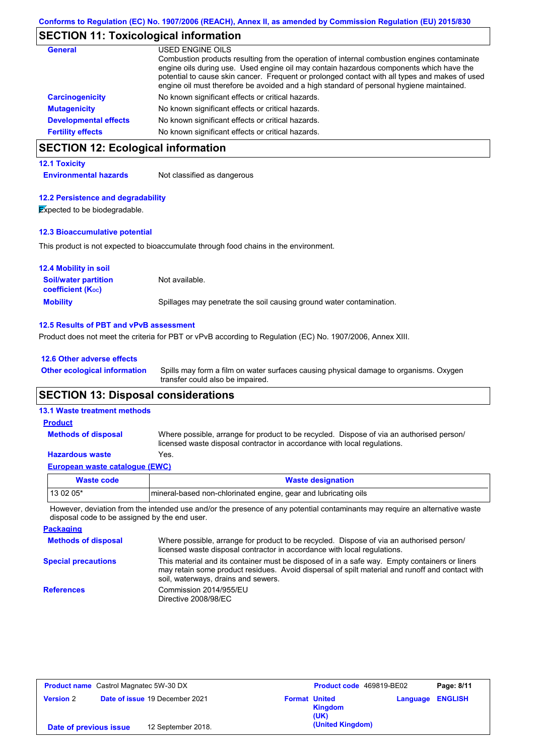## SECTION 11: Toxicological information

**General**

USED ENGINE OILS
Combustion products resulting from the operation of internal combustion engines contaminate engine oils during use. Used engine oil may contain hazardous components which have the potential to cause skin cancer. Frequent or prolonged contact with all types and makes of used engine oil must therefore be avoided and a high standard of personal hygiene maintained.

**Carcinogenicity** No known significant effects or critical hazards.

**Mutagenicity** No known significant effects or critical hazards.

**Developmental effects** No known significant effects or critical hazards.

**Fertility effects** No known significant effects or critical hazards.

## SECTION 12: Ecological information

### 12.1 Toxicity

**Environmental hazards** Not classified as dangerous

### 12.2 Persistence and degradability

Expected to be biodegradable.

### 12.3 Bioaccumulative potential

This product is not expected to bioaccumulate through food chains in the environment.

### 12.4 Mobility in soil

**Soil/water partition coefficient ($K_{OC}$)** Not available.

**Mobility** Spillages may penetrate the soil causing ground water contamination.

### 12.5 Results of PBT and vPvB assessment

Product does not meet the criteria for PBT or vPvB according to Regulation (EC) No. 1907/2006, Annex XIII.

### 12.6 Other adverse effects

**Other ecological information** Spills may form a film on water surfaces causing physical damage to organisms. Oxygen transfer could also be impaired.

## SECTION 13: Disposal considerations

### 13.1 Waste treatment methods

**Product**

**Methods of disposal** Where possible, arrange for product to be recycled. Dispose of via an authorised person/ licensed waste disposal contractor in accordance with local regulations.

**Hazardous waste** Yes.

**European waste catalogue (EWC)**

| Waste code | Waste designation |
|---|---|
| 13 02 05* | mineral-based non-chlorinated engine, gear and lubricating oils |

However, deviation from the intended use and/or the presence of any potential contaminants may require an alternative waste disposal code to be assigned by the end user.

**Packaging**

**Methods of disposal** Where possible, arrange for product to be recycled. Dispose of via an authorised person/ licensed waste disposal contractor in accordance with local regulations.

**Special precautions** This material and its container must be disposed of in a safe way. Empty containers or liners may retain some product residues. Avoid dispersal of spilt material and runoff and contact with soil, waterways, drains and sewers.

**References** Commission 2014/955/EU
Directive 2008/98/EC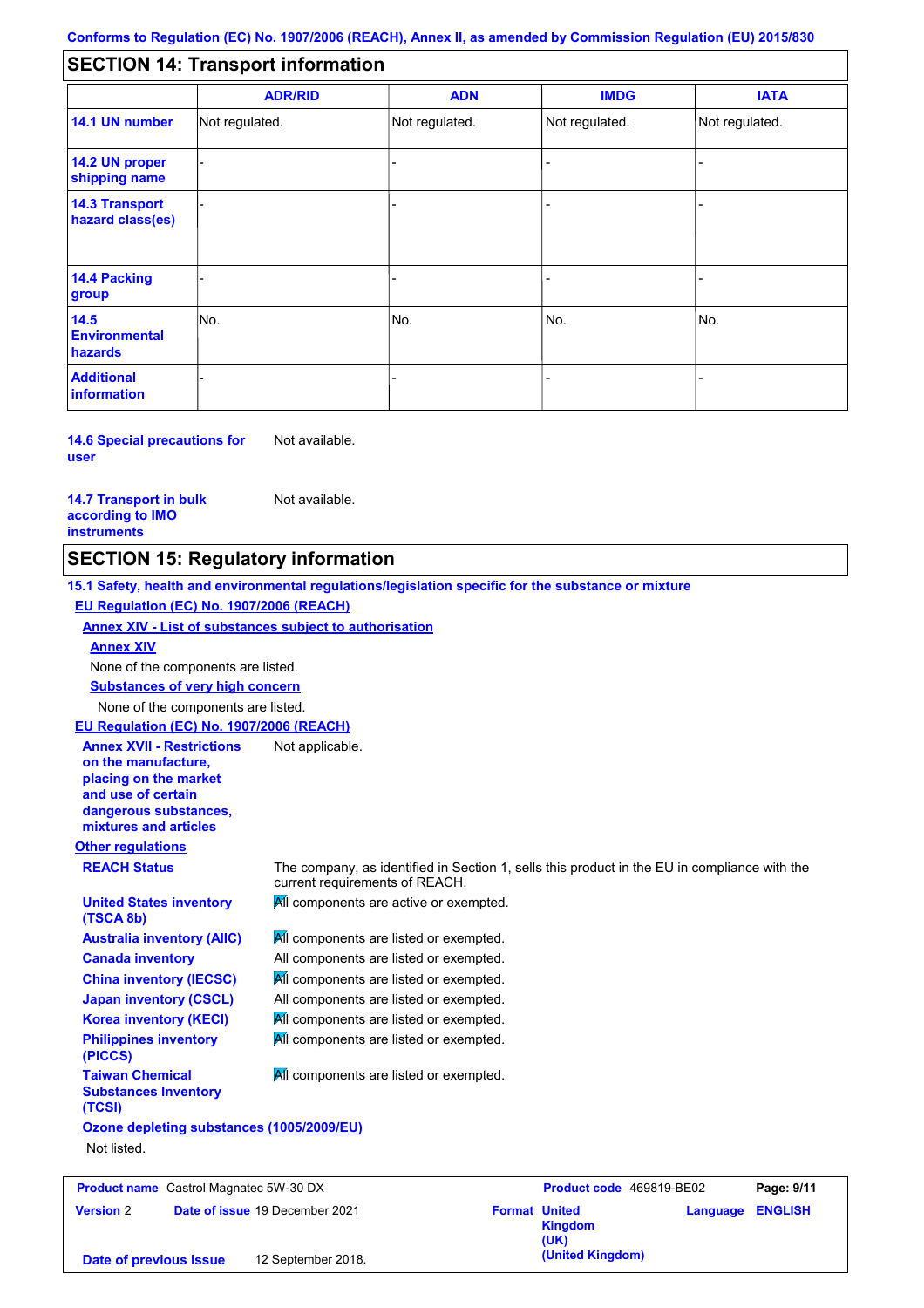Conforms to Regulation (EC) No. 1907/2006 (REACH), Annex II, as amended by Commission Regulation (EU) 2015/830

## SECTION 14: Transport information

| | ADR/RID | ADN | IMDG | IATA |
|---|---|---|---|---|
| **14.1 UN number** | Not regulated. | Not regulated. | Not regulated. | Not regulated. |
| **14.2 UN proper shipping name** | - | - | - | - |
| **14.3 Transport hazard class(es)** | - | - | - | - |
| **14.4 Packing group** | - | - | - | - |
| **14.5 Environmental hazards** | No. | No. | No. | No. |
| **Additional information** | - | - | - | - |

**14.6 Special precautions for user** Not available.

**14.7 Transport in bulk according to IMO instruments** Not available.

## SECTION 15: Regulatory information

**15.1 Safety, health and environmental regulations/legislation specific for the substance or mixture**

**EU Regulation (EC) No. 1907/2006 (REACH)**

**Annex XIV - List of substances subject to authorisation**

**Annex XIV**

None of the components are listed.

**Substances of very high concern**

None of the components are listed.

**EU Regulation (EC) No. 1907/2006 (REACH)**

**Annex XVII - Restrictions on the manufacture, placing on the market and use of certain dangerous substances, mixtures and articles** Not applicable.

**Other regulations**

**REACH Status** The company, as identified in Section 1, sells this product in the EU in compliance with the current requirements of REACH.

**United States inventory (TSCA 8b)** All components are active or exempted.

**Australia inventory (AIIC)** All components are listed or exempted.

**Canada inventory** All components are listed or exempted.

**China inventory (IECSC)** All components are listed or exempted.

**Japan inventory (CSCL)** All components are listed or exempted.

**Korea inventory (KECI)** All components are listed or exempted.

**Philippines inventory (PICCS)** All components are listed or exempted.

**Taiwan Chemical Substances Inventory (TCSI)** All components are listed or exempted.

**Ozone depleting substances (1005/2009/EU)**

Not listed.

| **Product name** Castrol Magnatec 5W-30 DX | | **Product code** 469819-BE02 | |
|---|---|---|---|
| **Version** 2 | **Date of issue** 19 December 2021 | **Format** United Kingdom (UK) (United Kingdom) | **Language** ENGLISH |
| **Date of previous issue** | 12 September 2018. | | |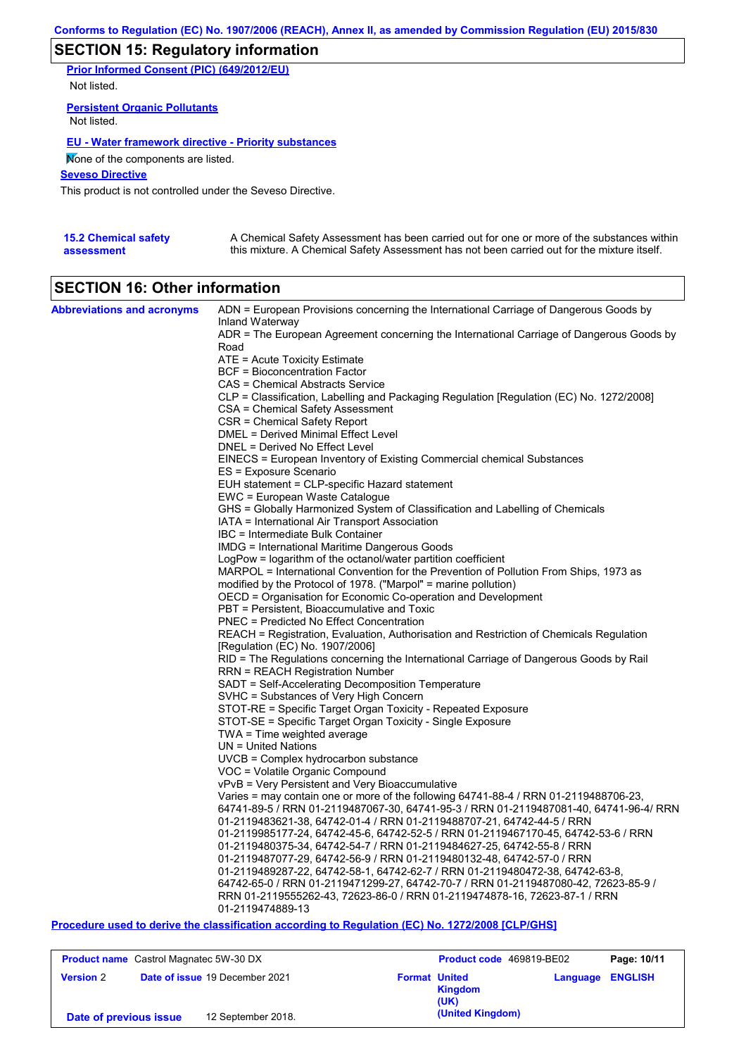Conforms to Regulation (EC) No. 1907/2006 (REACH), Annex II, as amended by Commission Regulation (EU) 2015/830

## SECTION 15: Regulatory information

**Prior Informed Consent (PIC) (649/2012/EU)**

Not listed.

**Persistent Organic Pollutants**

Not listed.

**EU - Water framework directive - Priority substances**

None of the components are listed.

**Seveso Directive**

This product is not controlled under the Seveso Directive.

**15.2 Chemical safety assessment**

A Chemical Safety Assessment has been carried out for one or more of the substances within this mixture. A Chemical Safety Assessment has not been carried out for the mixture itself.

## SECTION 16: Other information

**Abbreviations and acronyms**

ADN = European Provisions concerning the International Carriage of Dangerous Goods by Inland Waterway
ADR = The European Agreement concerning the International Carriage of Dangerous Goods by Road
ATE = Acute Toxicity Estimate
BCF = Bioconcentration Factor
CAS = Chemical Abstracts Service
CLP = Classification, Labelling and Packaging Regulation [Regulation (EC) No. 1272/2008]
CSA = Chemical Safety Assessment
CSR = Chemical Safety Report
DMEL = Derived Minimal Effect Level
DNEL = Derived No Effect Level
EINECS = European Inventory of Existing Commercial chemical Substances
ES = Exposure Scenario
EUH statement = CLP-specific Hazard statement
EWC = European Waste Catalogue
GHS = Globally Harmonized System of Classification and Labelling of Chemicals
IATA = International Air Transport Association
IBC = Intermediate Bulk Container
IMDG = International Maritime Dangerous Goods
LogPow = logarithm of the octanol/water partition coefficient
MARPOL = International Convention for the Prevention of Pollution From Ships, 1973 as modified by the Protocol of 1978. ("Marpol" = marine pollution)
OECD = Organisation for Economic Co-operation and Development
PBT = Persistent, Bioaccumulative and Toxic
PNEC = Predicted No Effect Concentration
REACH = Registration, Evaluation, Authorisation and Restriction of Chemicals Regulation [Regulation (EC) No. 1907/2006]
RID = The Regulations concerning the International Carriage of Dangerous Goods by Rail
RRN = REACH Registration Number
SADT = Self-Accelerating Decomposition Temperature
SVHC = Substances of Very High Concern
STOT-RE = Specific Target Organ Toxicity - Repeated Exposure
STOT-SE = Specific Target Organ Toxicity - Single Exposure
TWA = Time weighted average
UN = United Nations
UVCB = Complex hydrocarbon substance
VOC = Volatile Organic Compound
vPvB = Very Persistent and Very Bioaccumulative
Varies = may contain one or more of the following 64741-88-4 / RRN 01-2119488706-23, 64741-89-5 / RRN 01-2119487067-30, 64741-95-3 / RRN 01-2119487081-40, 64741-96-4/ RRN 01-2119483621-38, 64742-01-4 / RRN 01-2119488707-21, 64742-44-5 / RRN 01-2119985177-24, 64742-45-6, 64742-52-5 / RRN 01-2119467170-45, 64742-53-6 / RRN 01-2119480375-34, 64742-54-7 / RRN 01-2119484627-25, 64742-55-8 / RRN 01-2119487077-29, 64742-56-9 / RRN 01-2119480132-48, 64742-57-0 / RRN 01-2119489287-22, 64742-58-1, 64742-62-7 / RRN 01-2119480472-38, 64742-63-8, 64742-65-0 / RRN 01-2119471299-27, 64742-70-7 / RRN 01-2119487080-42, 72623-85-9 / RRN 01-2119555262-43, 72623-86-0 / RRN 01-2119474878-16, 72623-87-1 / RRN 01-2119474889-13

**Procedure used to derive the classification according to Regulation (EC) No. 1272/2008 [CLP/GHS]**

| **Product name** Castrol Magnatec 5W-30 DX | | **Product code** 469819-BE02 | |
|---|---|---|---|
| **Version** 2 | **Date of issue** 19 December 2021 | **Format** United Kingdom (UK) (United Kingdom) | **Language** ENGLISH |
| **Date of previous issue** | 12 September 2018. | | |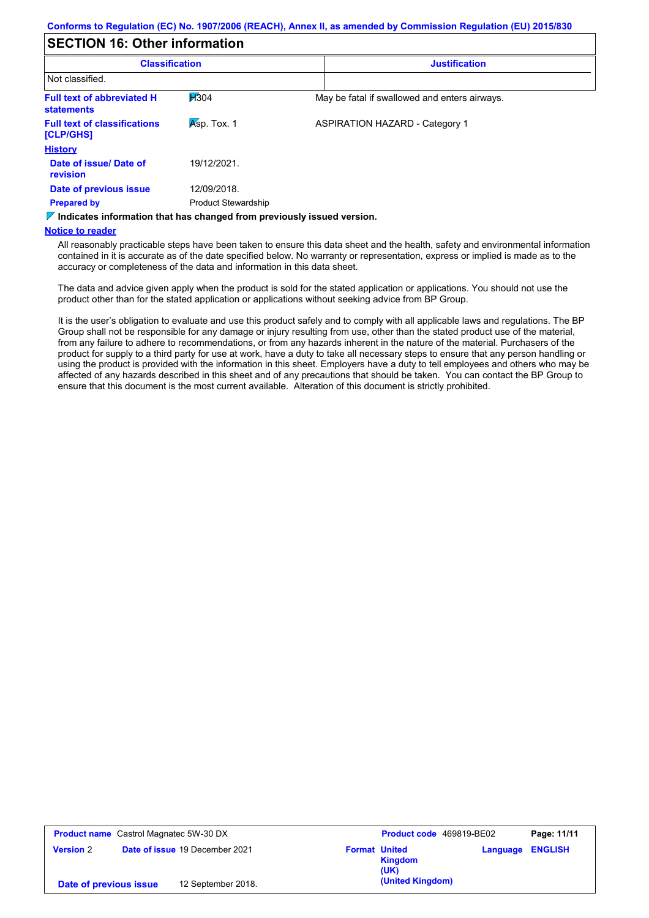Conforms to Regulation (EC) No. 1907/2006 (REACH), Annex II, as amended by Commission Regulation (EU) 2015/830

## SECTION 16: Other information

| Classification | Justification |
| --- | --- |
| Not classified. | |

| | | |
| --- | --- | --- |
| **Full text of abbreviated H statements** | H304 | May be fatal if swallowed and enters airways. |
| **Full text of classifications [CLP/GHS]** | Asp. Tox. 1 | ASPIRATION HAZARD - Category 1 |

**History**

| | |
| --- | --- |
| **Date of issue/ Date of revision** | 19/12/2021. |
| **Date of previous issue** | 12/09/2018. |
| **Prepared by** | Product Stewardship |

**Indicates information that has changed from previously issued version.**

**Notice to reader**

All reasonably practicable steps have been taken to ensure this data sheet and the health, safety and environmental information contained in it is accurate as of the date specified below. No warranty or representation, express or implied is made as to the accuracy or completeness of the data and information in this data sheet.

The data and advice given apply when the product is sold for the stated application or applications. You should not use the product other than for the stated application or applications without seeking advice from BP Group.

It is the user's obligation to evaluate and use this product safely and to comply with all applicable laws and regulations. The BP Group shall not be responsible for any damage or injury resulting from use, other than the stated product use of the material, from any failure to adhere to recommendations, or from any hazards inherent in the nature of the material. Purchasers of the product for supply to a third party for use at work, have a duty to take all necessary steps to ensure that any person handling or using the product is provided with the information in this sheet. Employers have a duty to tell employees and others who may be affected of any hazards described in this sheet and of any precautions that should be taken. You can contact the BP Group to ensure that this document is the most current available. Alteration of this document is strictly prohibited.